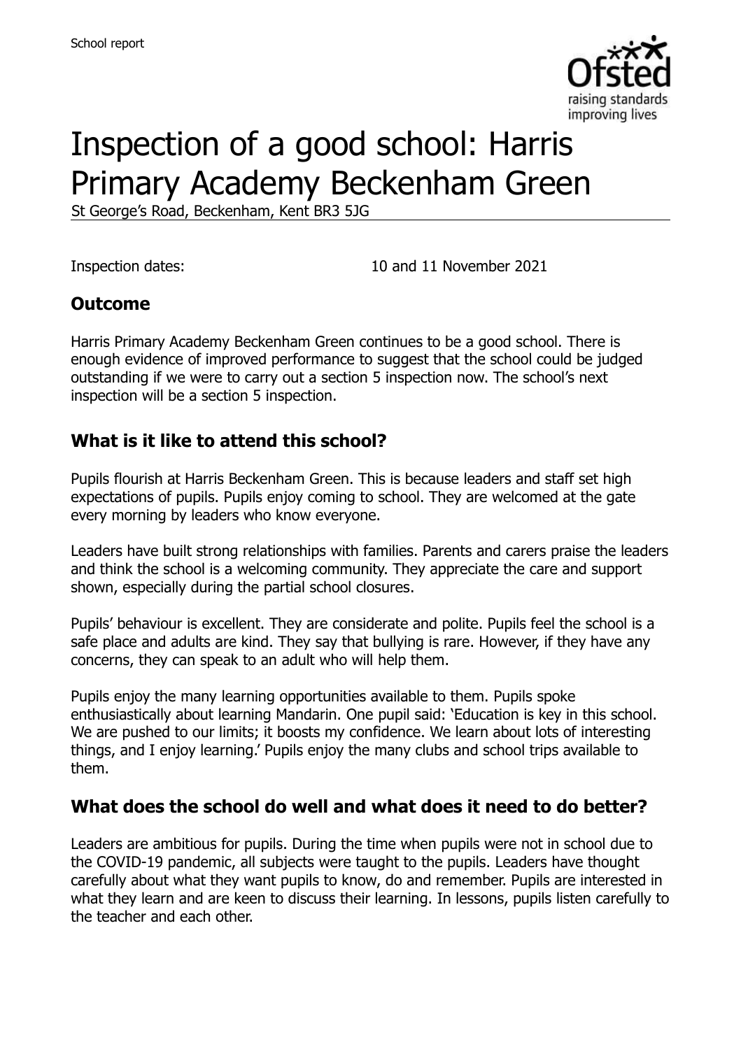School report

# Inspection of a good school: Harris Primary Academy Beckenham Green

St George's Road, Beckenham, Kent BR3 5JG

Inspection dates: 10 and 11 November 2021

## Outcome

Harris Primary Academy Beckenham Green continues to be a good school. There is enough evidence of improved performance to suggest that the school could be judged outstanding if we were to carry out a section 5 inspection now. The school's next inspection will be a section 5 inspection.

## What is it like to attend this school?

Pupils flourish at Harris Beckenham Green. This is because leaders and staff set high expectations of pupils. Pupils enjoy coming to school. They are welcomed at the gate every morning by leaders who know everyone.

Leaders have built strong relationships with families. Parents and carers praise the leaders and think the school is a welcoming community. They appreciate the care and support shown, especially during the partial school closures.

Pupils' behaviour is excellent. They are considerate and polite. Pupils feel the school is a safe place and adults are kind. They say that bullying is rare. However, if they have any concerns, they can speak to an adult who will help them.

Pupils enjoy the many learning opportunities available to them. Pupils spoke enthusiastically about learning Mandarin. One pupil said: 'Education is key in this school. We are pushed to our limits; it boosts my confidence. We learn about lots of interesting things, and I enjoy learning.' Pupils enjoy the many clubs and school trips available to them.

## What does the school do well and what does it need to do better?

Leaders are ambitious for pupils. During the time when pupils were not in school due to the COVID-19 pandemic, all subjects were taught to the pupils. Leaders have thought carefully about what they want pupils to know, do and remember. Pupils are interested in what they learn and are keen to discuss their learning. In lessons, pupils listen carefully to the teacher and each other.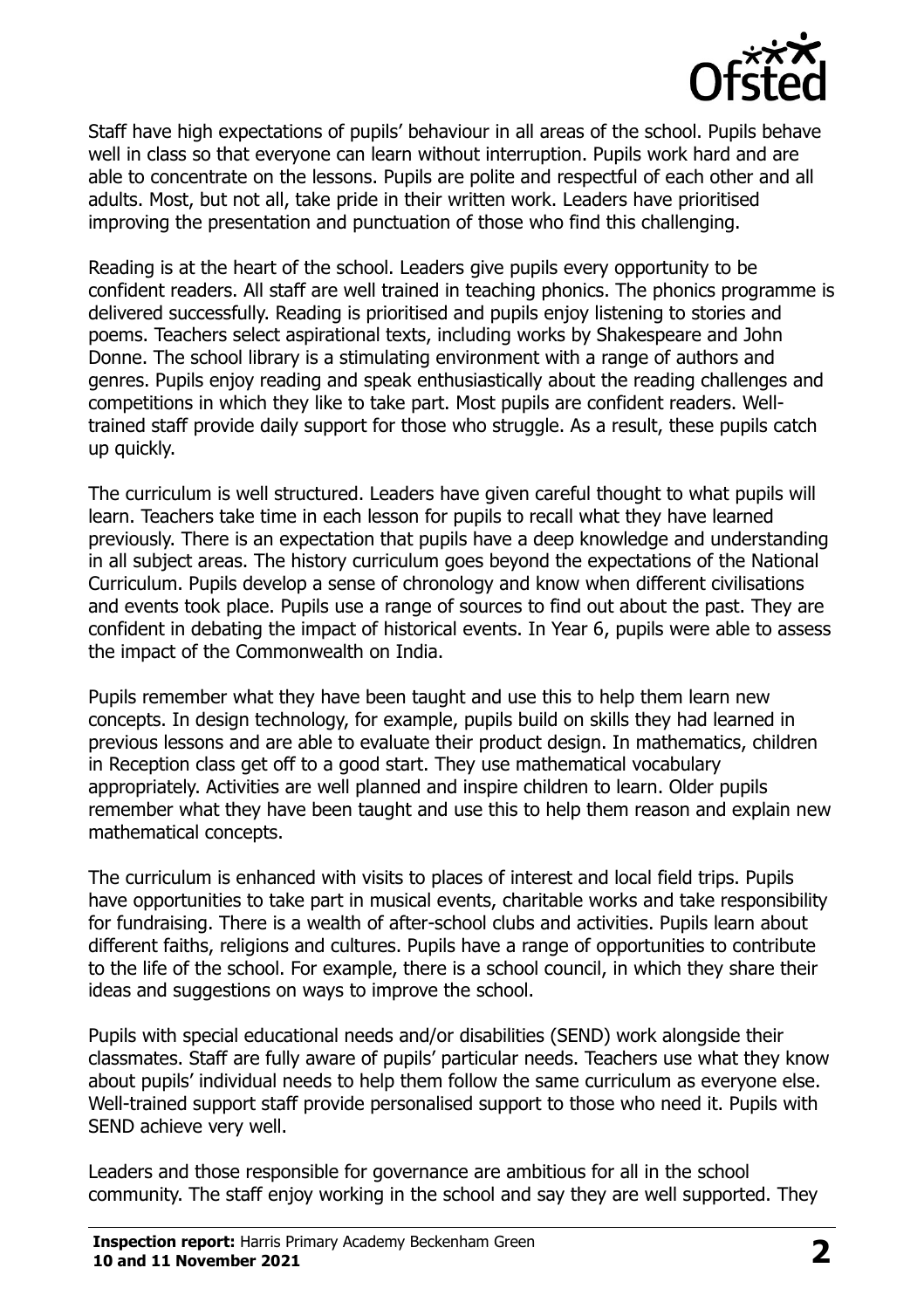Staff have high expectations of pupils' behaviour in all areas of the school. Pupils behave well in class so that everyone can learn without interruption. Pupils work hard and are able to concentrate on the lessons. Pupils are polite and respectful of each other and all adults. Most, but not all, take pride in their written work. Leaders have prioritised improving the presentation and punctuation of those who find this challenging.

Reading is at the heart of the school. Leaders give pupils every opportunity to be confident readers. All staff are well trained in teaching phonics. The phonics programme is delivered successfully. Reading is prioritised and pupils enjoy listening to stories and poems. Teachers select aspirational texts, including works by Shakespeare and John Donne. The school library is a stimulating environment with a range of authors and genres. Pupils enjoy reading and speak enthusiastically about the reading challenges and competitions in which they like to take part. Most pupils are confident readers. Well-trained staff provide daily support for those who struggle. As a result, these pupils catch up quickly.

The curriculum is well structured. Leaders have given careful thought to what pupils will learn. Teachers take time in each lesson for pupils to recall what they have learned previously. There is an expectation that pupils have a deep knowledge and understanding in all subject areas. The history curriculum goes beyond the expectations of the National Curriculum. Pupils develop a sense of chronology and know when different civilisations and events took place. Pupils use a range of sources to find out about the past. They are confident in debating the impact of historical events. In Year 6, pupils were able to assess the impact of the Commonwealth on India.

Pupils remember what they have been taught and use this to help them learn new concepts. In design technology, for example, pupils build on skills they had learned in previous lessons and are able to evaluate their product design. In mathematics, children in Reception class get off to a good start. They use mathematical vocabulary appropriately. Activities are well planned and inspire children to learn. Older pupils remember what they have been taught and use this to help them reason and explain new mathematical concepts.

The curriculum is enhanced with visits to places of interest and local field trips. Pupils have opportunities to take part in musical events, charitable works and take responsibility for fundraising. There is a wealth of after-school clubs and activities. Pupils learn about different faiths, religions and cultures. Pupils have a range of opportunities to contribute to the life of the school. For example, there is a school council, in which they share their ideas and suggestions on ways to improve the school.

Pupils with special educational needs and/or disabilities (SEND) work alongside their classmates. Staff are fully aware of pupils' particular needs. Teachers use what they know about pupils' individual needs to help them follow the same curriculum as everyone else. Well-trained support staff provide personalised support to those who need it. Pupils with SEND achieve very well.

Leaders and those responsible for governance are ambitious for all in the school community. The staff enjoy working in the school and say they are well supported. They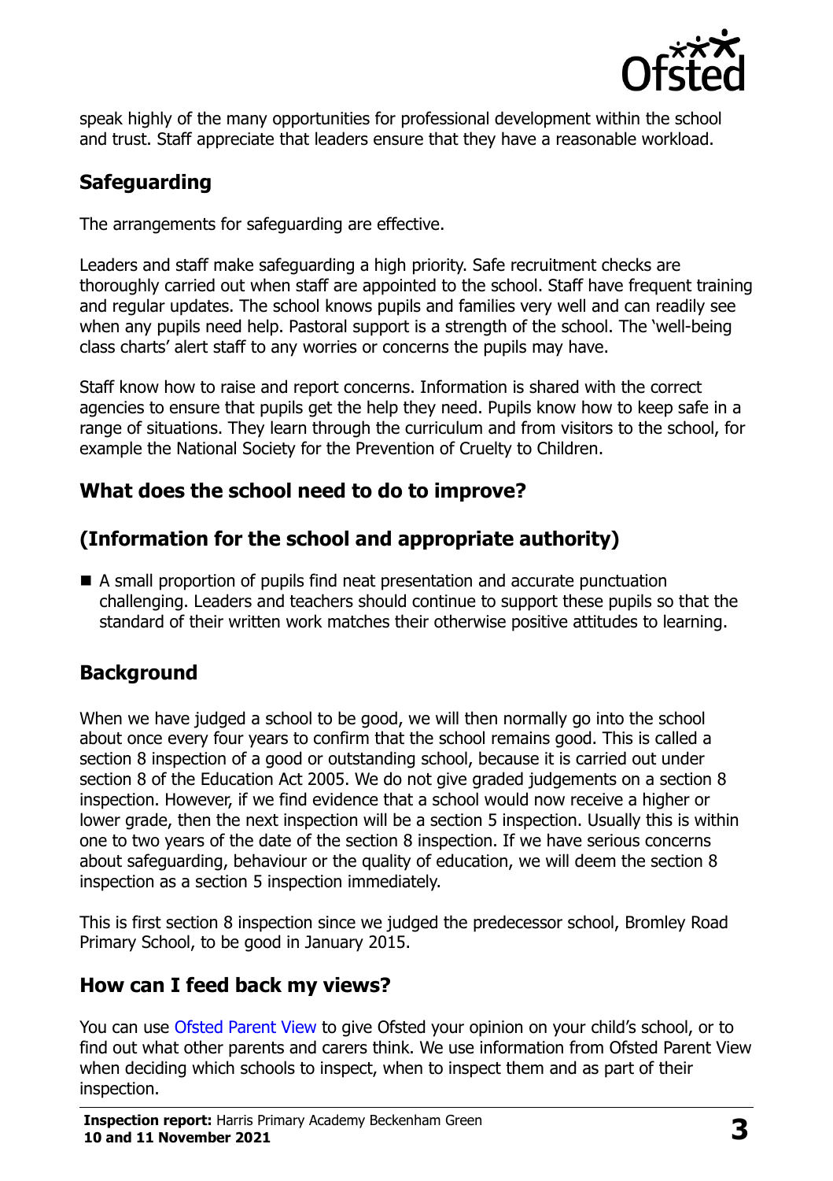speak highly of the many opportunities for professional development within the school and trust. Staff appreciate that leaders ensure that they have a reasonable workload.

## Safeguarding

The arrangements for safeguarding are effective.

Leaders and staff make safeguarding a high priority. Safe recruitment checks are thoroughly carried out when staff are appointed to the school. Staff have frequent training and regular updates. The school knows pupils and families very well and can readily see when any pupils need help. Pastoral support is a strength of the school. The 'well-being class charts' alert staff to any worries or concerns the pupils may have.

Staff know how to raise and report concerns. Information is shared with the correct agencies to ensure that pupils get the help they need. Pupils know how to keep safe in a range of situations. They learn through the curriculum and from visitors to the school, for example the National Society for the Prevention of Cruelty to Children.

## What does the school need to do to improve?

## (Information for the school and appropriate authority)

- A small proportion of pupils find neat presentation and accurate punctuation challenging. Leaders and teachers should continue to support these pupils so that the standard of their written work matches their otherwise positive attitudes to learning.

## Background

When we have judged a school to be good, we will then normally go into the school about once every four years to confirm that the school remains good. This is called a section 8 inspection of a good or outstanding school, because it is carried out under section 8 of the Education Act 2005. We do not give graded judgements on a section 8 inspection. However, if we find evidence that a school would now receive a higher or lower grade, then the next inspection will be a section 5 inspection. Usually this is within one to two years of the date of the section 8 inspection. If we have serious concerns about safeguarding, behaviour or the quality of education, we will deem the section 8 inspection as a section 5 inspection immediately.

This is first section 8 inspection since we judged the predecessor school, Bromley Road Primary School, to be good in January 2015.

## How can I feed back my views?

You can use Ofsted Parent View to give Ofsted your opinion on your child's school, or to find out what other parents and carers think. We use information from Ofsted Parent View when deciding which schools to inspect, when to inspect them and as part of their inspection.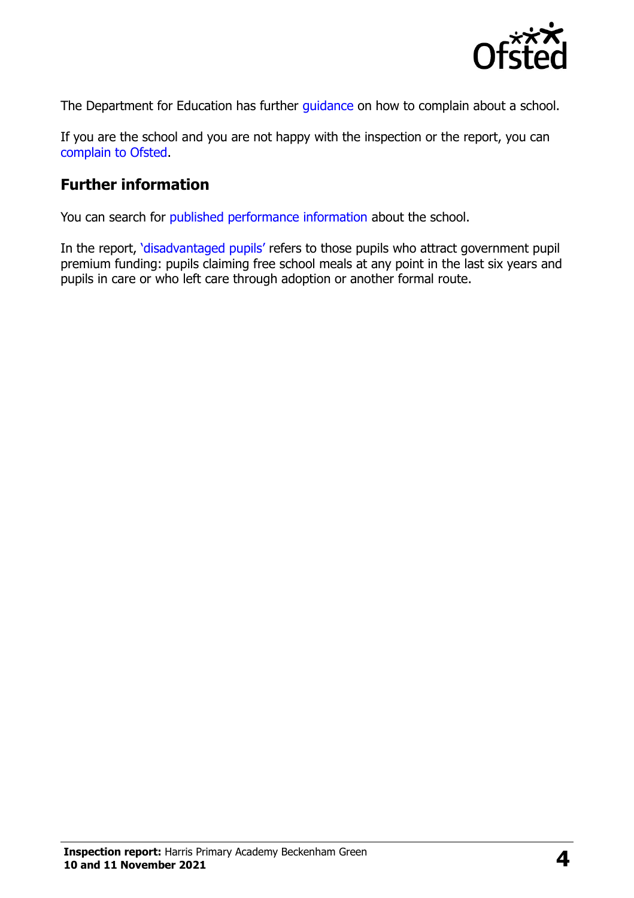The Department for Education has further guidance on how to complain about a school.

If you are the school and you are not happy with the inspection or the report, you can complain to Ofsted.

## Further information

You can search for published performance information about the school.

In the report, 'disadvantaged pupils' refers to those pupils who attract government pupil premium funding: pupils claiming free school meals at any point in the last six years and pupils in care or who left care through adoption or another formal route.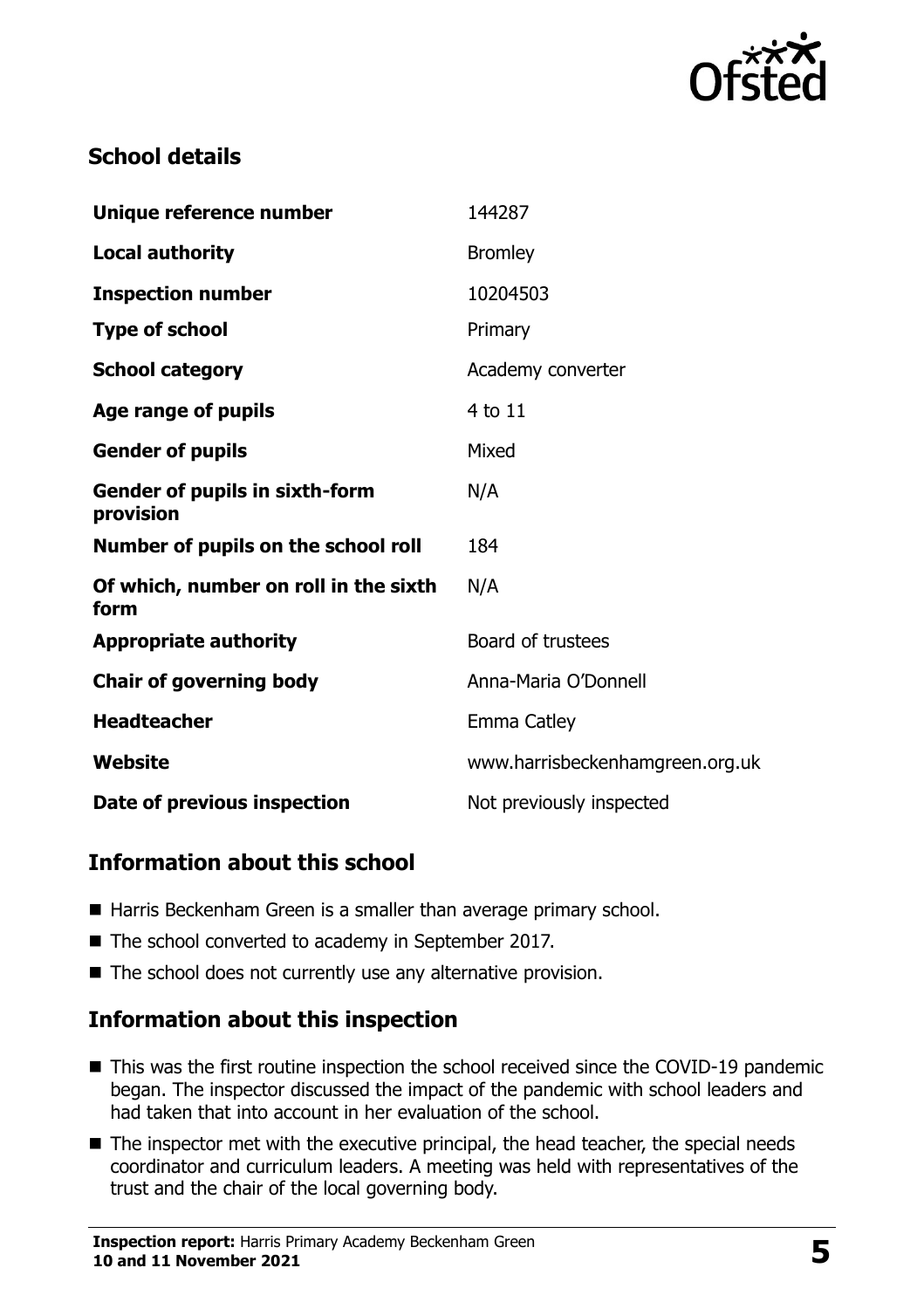## School details

| | |
|---|---|
| **Unique reference number** | 144287 |
| **Local authority** | Bromley |
| **Inspection number** | 10204503 |
| **Type of school** | Primary |
| **School category** | Academy converter |
| **Age range of pupils** | 4 to 11 |
| **Gender of pupils** | Mixed |
| **Gender of pupils in sixth-form provision** | N/A |
| **Number of pupils on the school roll** | 184 |
| **Of which, number on roll in the sixth form** | N/A |
| **Appropriate authority** | Board of trustees |
| **Chair of governing body** | Anna-Maria O'Donnell |
| **Headteacher** | Emma Catley |
| **Website** | www.harrisbeckenhamgreen.org.uk |
| **Date of previous inspection** | Not previously inspected |

## Information about this school

- Harris Beckenham Green is a smaller than average primary school.
- The school converted to academy in September 2017.
- The school does not currently use any alternative provision.

## Information about this inspection

- This was the first routine inspection the school received since the COVID-19 pandemic began. The inspector discussed the impact of the pandemic with school leaders and had taken that into account in her evaluation of the school.
- The inspector met with the executive principal, the head teacher, the special needs coordinator and curriculum leaders. A meeting was held with representatives of the trust and the chair of the local governing body.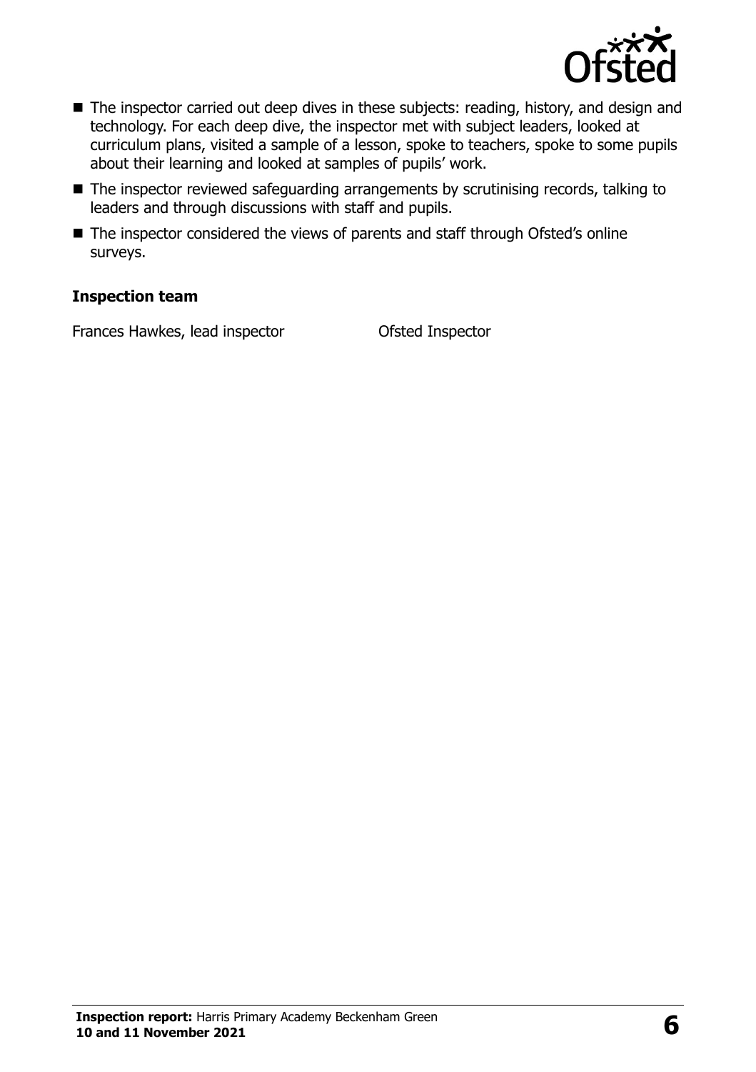- The inspector carried out deep dives in these subjects: reading, history, and design and technology. For each deep dive, the inspector met with subject leaders, looked at curriculum plans, visited a sample of a lesson, spoke to teachers, spoke to some pupils about their learning and looked at samples of pupils' work.
- The inspector reviewed safeguarding arrangements by scrutinising records, talking to leaders and through discussions with staff and pupils.
- The inspector considered the views of parents and staff through Ofsted's online surveys.

### Inspection team

| | |
|---|---|
| Frances Hawkes, lead inspector | Ofsted Inspector |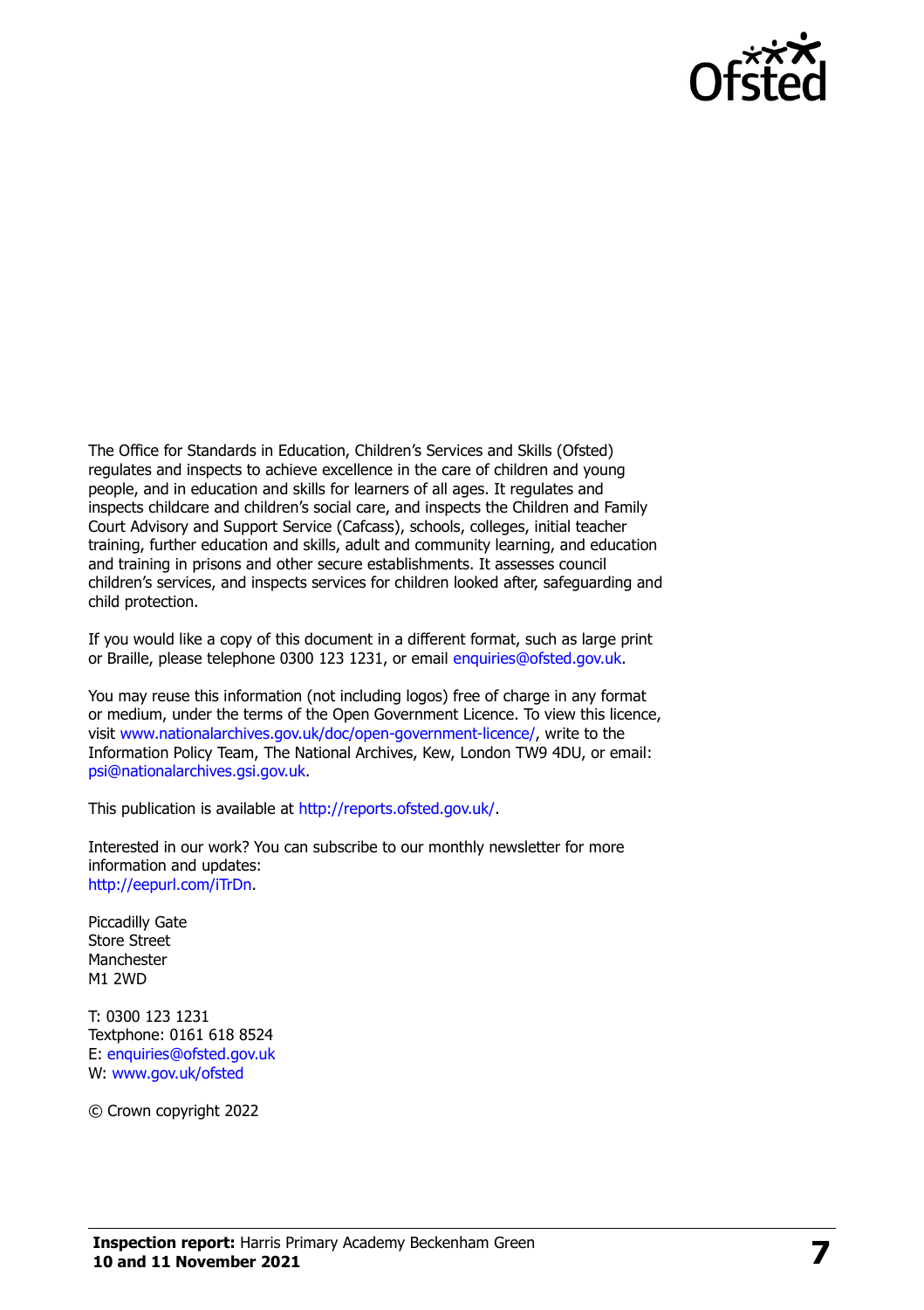The Office for Standards in Education, Children's Services and Skills (Ofsted) regulates and inspects to achieve excellence in the care of children and young people, and in education and skills for learners of all ages. It regulates and inspects childcare and children's social care, and inspects the Children and Family Court Advisory and Support Service (Cafcass), schools, colleges, initial teacher training, further education and skills, adult and community learning, and education and training in prisons and other secure establishments. It assesses council children's services, and inspects services for children looked after, safeguarding and child protection.

If you would like a copy of this document in a different format, such as large print or Braille, please telephone 0300 123 1231, or email enquiries@ofsted.gov.uk.

You may reuse this information (not including logos) free of charge in any format or medium, under the terms of the Open Government Licence. To view this licence, visit www.nationalarchives.gov.uk/doc/open-government-licence/, write to the Information Policy Team, The National Archives, Kew, London TW9 4DU, or email: psi@nationalarchives.gsi.gov.uk.

This publication is available at http://reports.ofsted.gov.uk/.

Interested in our work? You can subscribe to our monthly newsletter for more information and updates:
http://eepurl.com/iTrDn.

Piccadilly Gate
Store Street
Manchester
M1 2WD

T: 0300 123 1231
Textphone: 0161 618 8524
E: enquiries@ofsted.gov.uk
W: www.gov.uk/ofsted

© Crown copyright 2022